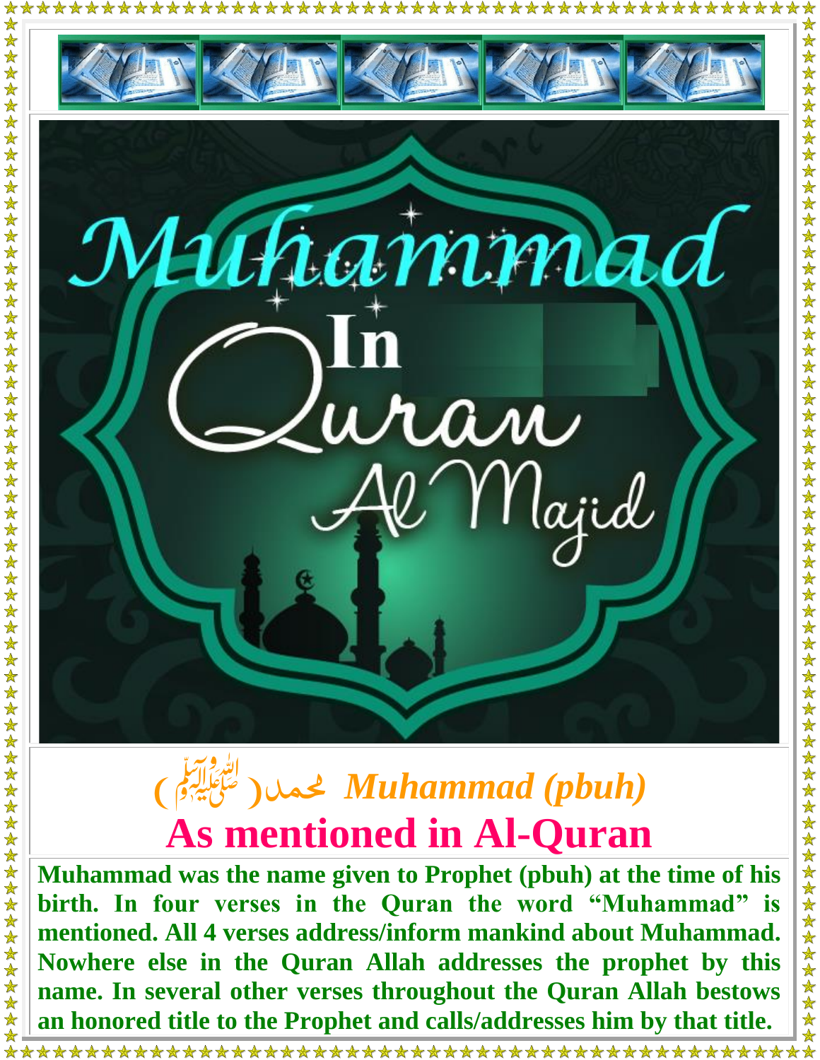# Muhammad In Quran Al Majid

## (ﷺ) محمد *Muhammad (pbuh)*

# As mentioned in Al-Quran

**Muhammad was the name given to Prophet (pbuh) at the time of his birth. In four verses in the Quran the word "Muhammad" is mentioned. All 4 verses address/inform mankind about Muhammad. Nowhere else in the Quran Allah addresses the prophet by this name. In several other verses throughout the Quran Allah bestows an honored title to the Prophet and calls/addresses him by that title.**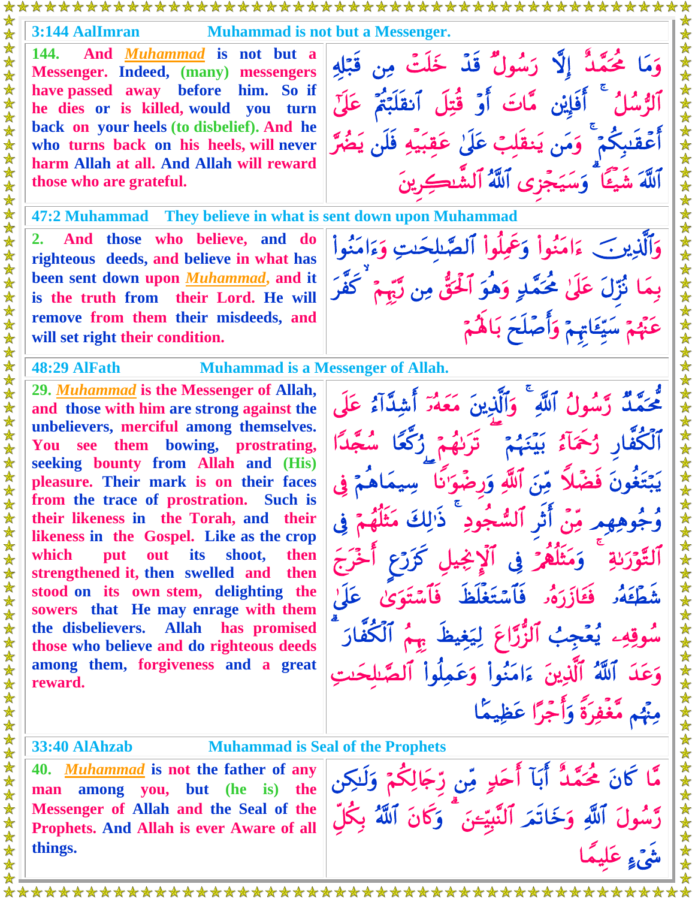## 3:144 AalImran — Muhammad is not but a Messenger.

144. And *Muhammad* is not but a Messenger. Indeed, (many) messengers have passed away before him. So if he dies or is killed, would you turn back on your heels (to disbelief). And he who turns back on his heels, will never harm Allah at all. And Allah will reward those who are grateful.

وَمَا مُحَمَّدٌ إِلَّا رَسُولٌ قَدْ خَلَتْ مِن قَبْلِهِ ٱلرُّسُلُ ۚ أَفَإِيْن مَّاتَ أَوْ قُتِلَ ٱنقَلَبْتُمْ عَلَىٰٓ أَعْقَـٰبِكُمْ ۚ وَمَن يَنقَلِبْ عَلَىٰ عَقِبَيْهِ فَلَن يَضُرَّ ٱللَّهَ شَيْـًٔا ۗ وَسَيَجْزِى ٱللَّهُ ٱلشَّـٰكِرِينَ

## 47:2 Muhammad — They believe in what is sent down upon Muhammad

2. And those who believe, and do righteous deeds, and believe in what has been sent down upon *Muhammad*, and it is the truth from their Lord. He will remove from them their misdeeds, and will set right their condition.

وَٱلَّذِينَ ءَامَنُوا۟ وَعَمِلُوا۟ ٱلصَّـٰلِحَـٰتِ وَءَامَنُوا۟ بِمَا نُزِّلَ عَلَىٰ مُحَمَّدٍ وَهُوَ ٱلْحَقُّ مِن رَّبِّهِمْ ۙ كَفَّرَ عَنْهُمْ سَيِّـَٔاتِهِمْ وَأَصْلَحَ بَالَهُمْ

## 48:29 AlFath — Muhammad is a Messenger of Allah.

29. *Muhammad* is the Messenger of Allah, and those with him are strong against the unbelievers, merciful among themselves. You see them bowing, prostrating, seeking bounty from Allah and (His) pleasure. Their mark is on their faces from the trace of prostration. Such is their likeness in the Torah, and their likeness in the Gospel. Like as the crop which put out its shoot, then strengthened it, then swelled and then stood on its own stem, delighting the sowers that He may enrage with them the disbelievers. Allah has promised those who believe and do righteous deeds among them, forgiveness and a great reward.

مُّحَمَّدٌ رَّسُولُ ٱللَّهِ ۚ وَٱلَّذِينَ مَعَهُۥٓ أَشِدَّآءُ عَلَى ٱلْكُفَّارِ رُحَمَآءُ بَيْنَهُمْ ۖ تَرَىٰهُمْ رُكَّعًا سُجَّدًا يَبْتَغُونَ فَضْلًا مِّنَ ٱللَّهِ وَرِضْوَٰنًا ۖ سِيمَاهُمْ فِى وُجُوهِهِم مِّنْ أَثَرِ ٱلسُّجُودِ ۚ ذَٰلِكَ مَثَلُهُمْ فِى ٱلتَّوْرَىٰةِ ۚ وَمَثَلُهُمْ فِى ٱلْإِنجِيلِ كَزَرْعٍ أَخْرَجَ شَطْـَٔهُۥ فَـَٔازَرَهُۥ فَٱسْتَغْلَظَ فَٱسْتَوَىٰ عَلَىٰ سُوقِهِۦ يُعْجِبُ ٱلزُّرَّاعَ لِيَغِيظَ بِهِمُ ٱلْكُفَّارَ ۗ وَعَدَ ٱللَّهُ ٱلَّذِينَ ءَامَنُوا۟ وَعَمِلُوا۟ ٱلصَّـٰلِحَـٰتِ مِنْهُم مَّغْفِرَةً وَأَجْرًا عَظِيمًۢا

## 33:40 AlAhzab — Muhammad is Seal of the Prophets

40. *Muhammad* is not the father of any man among you, but (he is) the Messenger of Allah and the Seal of the Prophets. And Allah is ever Aware of all things.

مَّا كَانَ مُحَمَّدٌ أَبَآ أَحَدٍ مِّن رِّجَالِكُمْ وَلَـٰكِن رَّسُولَ ٱللَّهِ وَخَاتَمَ ٱلنَّبِيِّـۧنَ ۗ وَكَانَ ٱللَّهُ بِكُلِّ شَىْءٍ عَلِيمًا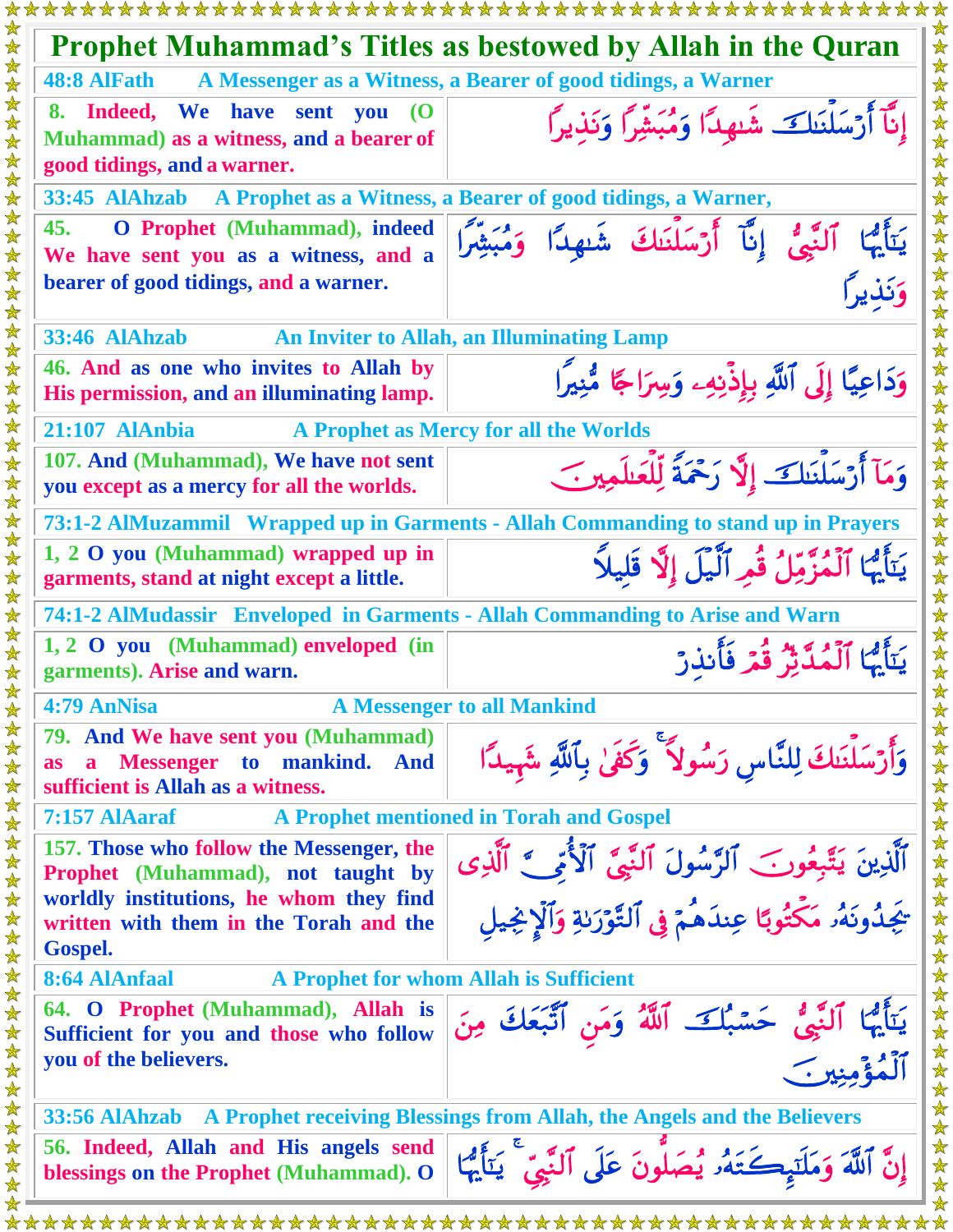# Prophet Muhammad's Titles as bestowed by Allah in the Quran

| | |
|---|---|
| **48:8 AlFath — A Messenger as a Witness, a Bearer of good tidings, a Warner** | |
| 8. Indeed, We have sent you (O Muhammad) as a witness, and a bearer of good tidings, and a warner. | إِنَّآ أَرْسَلْنَٰكَ شَٰهِدًا وَمُبَشِّرًا وَنَذِيرًا |
| **33:45 AlAhzab — A Prophet as a Witness, a Bearer of good tidings, a Warner,** | |
| 45. O Prophet (Muhammad), indeed We have sent you as a witness, and a bearer of good tidings, and a warner. | يَٰٓأَيُّهَا ٱلنَّبِىُّ إِنَّآ أَرْسَلْنَٰكَ شَٰهِدًا وَمُبَشِّرًا وَنَذِيرًا |
| **33:46 AlAhzab — An Inviter to Allah, an Illuminating Lamp** | |
| 46. And as one who invites to Allah by His permission, and an illuminating lamp. | وَدَاعِيًا إِلَى ٱللَّهِ بِإِذْنِهِۦ وَسِرَاجًا مُّنِيرًا |
| **21:107 AlAnbia — A Prophet as Mercy for all the Worlds** | |
| 107. And (Muhammad), We have not sent you except as a mercy for all the worlds. | وَمَآ أَرْسَلْنَٰكَ إِلَّا رَحْمَةً لِّلْعَٰلَمِينَ |
| **73:1-2 AlMuzammil — Wrapped up in Garments - Allah Commanding to stand up in Prayers** | |
| 1, 2 O you (Muhammad) wrapped up in garments, stand at night except a little. | يَٰٓأَيُّهَا ٱلْمُزَّمِّلُ قُمِ ٱلَّيْلَ إِلَّا قَلِيلًا |
| **74:1-2 AlMudassir — Enveloped in Garments - Allah Commanding to Arise and Warn** | |
| 1, 2 O you (Muhammad) enveloped (in garments). Arise and warn. | يَٰٓأَيُّهَا ٱلْمُدَّثِّرُ قُمْ فَأَنذِرْ |
| **4:79 AnNisa — A Messenger to all Mankind** | |
| 79. And We have sent you (Muhammad) as a Messenger to mankind. And sufficient is Allah as a witness. | وَأَرْسَلْنَٰكَ لِلنَّاسِ رَسُولًا ۚ وَكَفَىٰ بِٱللَّهِ شَهِيدًا |
| **7:157 AlAaraf — A Prophet mentioned in Torah and Gospel** | |
| 157. Those who follow the Messenger, the Prophet (Muhammad), not taught by worldly institutions, he whom they find written with them in the Torah and the Gospel. | ٱلَّذِينَ يَتَّبِعُونَ ٱلرَّسُولَ ٱلنَّبِىَّ ٱلْأُمِّىَّ ٱلَّذِى يَجِدُونَهُۥ مَكْتُوبًا عِندَهُمْ فِى ٱلتَّوْرَىٰةِ وَٱلْإِنجِيلِ |
| **8:64 AlAnfaal — A Prophet for whom Allah is Sufficient** | |
| 64. O Prophet (Muhammad), Allah is Sufficient for you and those who follow you of the believers. | يَٰٓأَيُّهَا ٱلنَّبِىُّ حَسْبُكَ ٱللَّهُ وَمَنِ ٱتَّبَعَكَ مِنَ ٱلْمُؤْمِنِينَ |
| **33:56 AlAhzab — A Prophet receiving Blessings from Allah, the Angels and the Believers** | |
| 56. Indeed, Allah and His angels send blessings on the Prophet (Muhammad). O | إِنَّ ٱللَّهَ وَمَلَٰٓئِكَتَهُۥ يُصَلُّونَ عَلَى ٱلنَّبِىِّ ۚ يَٰٓأَيُّهَا |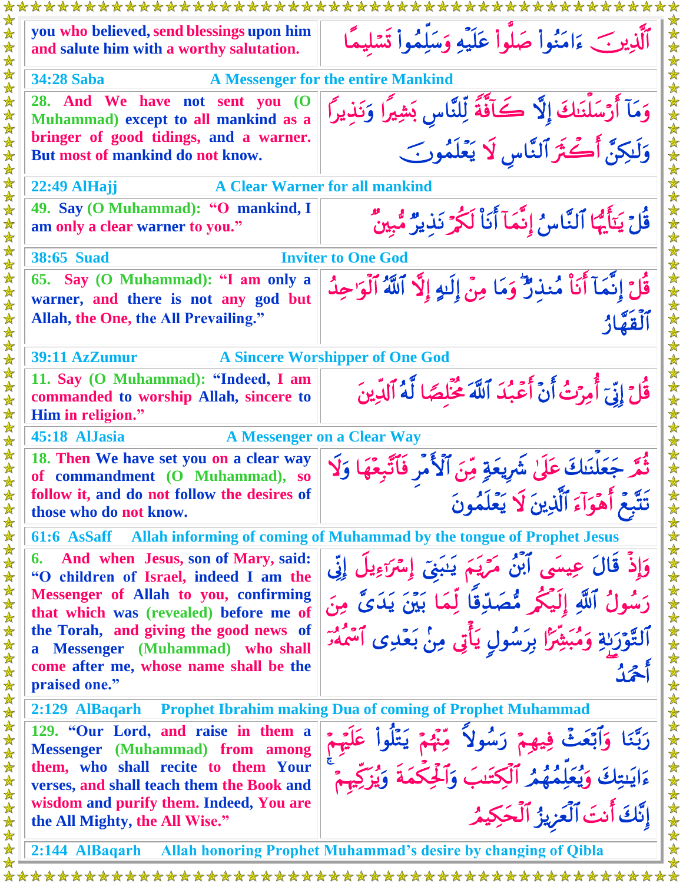| | |
|---|---|
| you who believed, send blessings upon him and salute him with a worthy salutation. | ٱلَّذِينَ ءَامَنُوا۟ صَلُّوا۟ عَلَيْهِ وَسَلِّمُوا۟ تَسْلِيمًا |

### 34:28 Saba — A Messenger for the entire Mankind

| | |
|---|---|
| 28. And We have not sent you (O Muhammad) except to all mankind as a bringer of good tidings, and a warner. But most of mankind do not know. | وَمَآ أَرْسَلْنَٰكَ إِلَّا كَآفَّةً لِّلنَّاسِ بَشِيرًا وَنَذِيرًا وَلَٰكِنَّ أَكْثَرَ ٱلنَّاسِ لَا يَعْلَمُونَ |

### 22:49 AlHajj — A Clear Warner for all mankind

| | |
|---|---|
| 49. Say (O Muhammad): "O mankind, I am only a clear warner to you." | قُلْ يَٰٓأَيُّهَا ٱلنَّاسُ إِنَّمَآ أَنَا۠ لَكُمْ نَذِيرٌ مُّبِينٌ |

### 38:65 Suad — Inviter to One God

| | |
|---|---|
| 65. Say (O Muhammad): "I am only a warner, and there is not any god but Allah, the One, the All Prevailing." | قُلْ إِنَّمَآ أَنَا۠ مُنذِرٌ ۖ وَمَا مِنْ إِلَٰهٍ إِلَّا ٱللَّهُ ٱلْوَٰحِدُ ٱلْقَهَّارُ |

### 39:11 AzZumur — A Sincere Worshipper of One God

| | |
|---|---|
| 11. Say (O Muhammad): "Indeed, I am commanded to worship Allah, sincere to Him in religion." | قُلْ إِنِّىٓ أُمِرْتُ أَنْ أَعْبُدَ ٱللَّهَ مُخْلِصًا لَّهُ ٱلدِّينَ |

### 45:18 AlJasia — A Messenger on a Clear Way

| | |
|---|---|
| 18. Then We have set you on a clear way of commandment (O Muhammad), so follow it, and do not follow the desires of those who do not know. | ثُمَّ جَعَلْنَٰكَ عَلَىٰ شَرِيعَةٍ مِّنَ ٱلْأَمْرِ فَٱتَّبِعْهَا وَلَا تَتَّبِعْ أَهْوَآءَ ٱلَّذِينَ لَا يَعْلَمُونَ |

### 61:6 AsSaff — Allah informing of coming of Muhammad by the tongue of Prophet Jesus

| | |
|---|---|
| 6. And when Jesus, son of Mary, said: "O children of Israel, indeed I am the Messenger of Allah to you, confirming that which was (revealed) before me of the Torah, and giving the good news of a Messenger (Muhammad) who shall come after me, whose name shall be the praised one." | وَإِذْ قَالَ عِيسَى ٱبْنُ مَرْيَمَ يَٰبَنِىٓ إِسْرَٰٓءِيلَ إِنِّى رَسُولُ ٱللَّهِ إِلَيْكُم مُّصَدِّقًا لِّمَا بَيْنَ يَدَىَّ مِنَ ٱلتَّوْرَىٰةِ وَمُبَشِّرًۢا بِرَسُولٍ يَأْتِى مِنۢ بَعْدِى ٱسْمُهُۥٓ أَحْمَدُ |

### 2:129 AlBaqarh — Prophet Ibrahim making Dua of coming of Prophet Muhammad

| | |
|---|---|
| 129. "Our Lord, and raise in them a Messenger (Muhammad) from among them, who shall recite to them Your verses, and shall teach them the Book and wisdom and purify them. Indeed, You are the All Mighty, the All Wise." | رَبَّنَا وَٱبْعَثْ فِيهِمْ رَسُولًا مِّنْهُمْ يَتْلُوا۟ عَلَيْهِمْ ءَايَٰتِكَ وَيُعَلِّمُهُمُ ٱلْكِتَٰبَ وَٱلْحِكْمَةَ وَيُزَكِّيهِمْ إِنَّكَ أَنتَ ٱلْعَزِيزُ ٱلْحَكِيمُ |

### 2:144 AlBaqarh — Allah honoring Prophet Muhammad's desire by changing of Qibla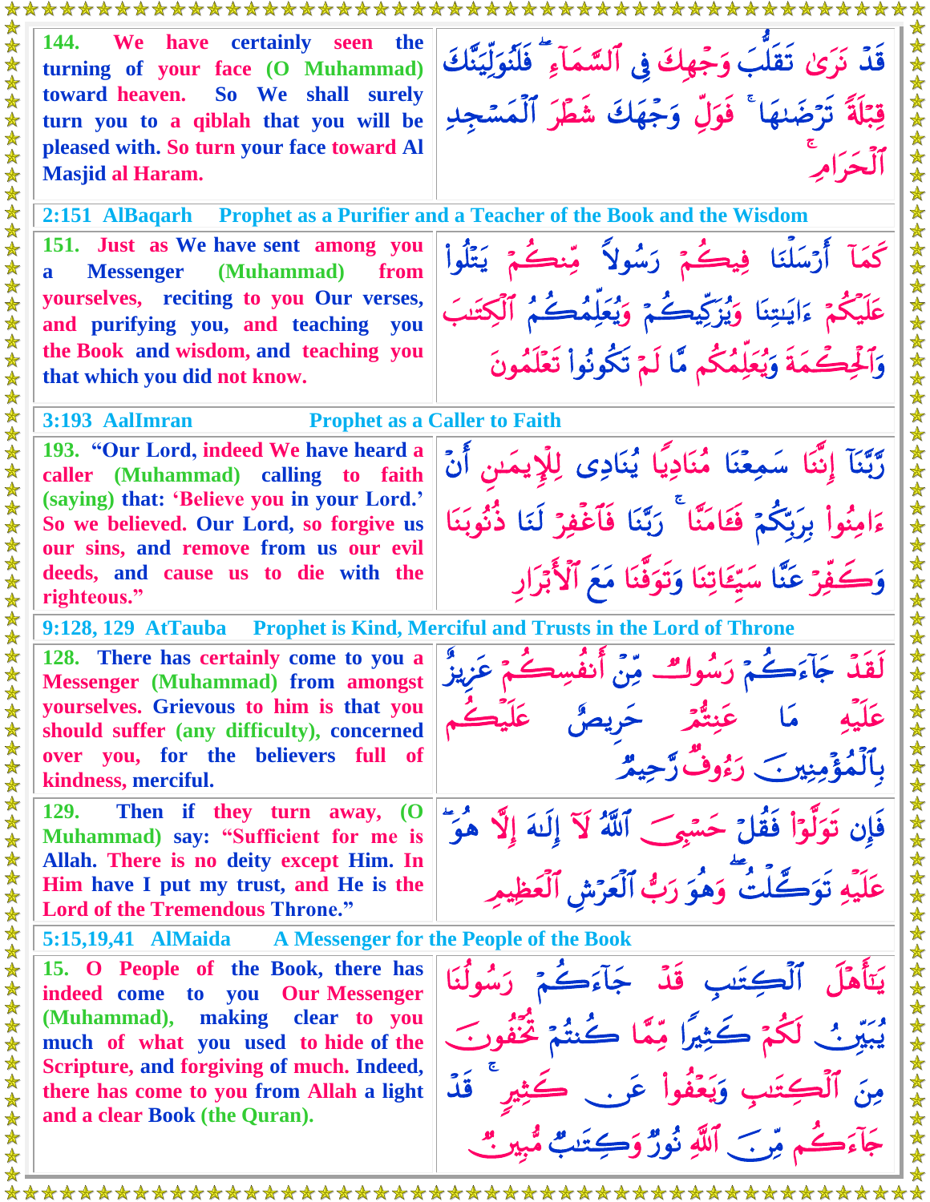| | |
|---|---|
| **144. We have certainly seen the turning of your face (O Muhammad) toward heaven. So We shall surely turn you to a qiblah that you will be pleased with. So turn your face toward Al Masjid al Haram.** | قَدْ نَرَىٰ تَقَلُّبَ وَجْهِكَ فِي ٱلسَّمَآءِ ۖ فَلَنُوَلِّيَنَّكَ قِبْلَةً تَرْضَىٰهَا ۚ فَوَلِّ وَجْهَكَ شَطْرَ ٱلْمَسْجِدِ ٱلْحَرَامِ ۚ |

## 2:151 AlBaqarh — Prophet as a Purifier and a Teacher of the Book and the Wisdom

| | |
|---|---|
| **151. Just as We have sent among you a Messenger (Muhammad) from yourselves, reciting to you Our verses, and purifying you, and teaching you the Book and wisdom, and teaching you that which you did not know.** | كَمَآ أَرْسَلْنَا فِيكُمْ رَسُولًا مِّنكُمْ يَتْلُوا۟ عَلَيْكُمْ ءَايَـٰتِنَا وَيُزَكِّيكُمْ وَيُعَلِّمُكُمُ ٱلْكِتَـٰبَ وَٱلْحِكْمَةَ وَيُعَلِّمُكُم مَّا لَمْ تَكُونُوا۟ تَعْلَمُونَ |

## 3:193 AalImran — Prophet as a Caller to Faith

| | |
|---|---|
| **193. "Our Lord, indeed We have heard a caller (Muhammad) calling to faith (saying) that: 'Believe you in your Lord.' So we believed. Our Lord, so forgive us our sins, and remove from us our evil deeds, and cause us to die with the righteous."** | رَّبَّنَآ إِنَّنَا سَمِعْنَا مُنَادِيًا يُنَادِى لِلْإِيمَـٰنِ أَنْ ءَامِنُوا۟ بِرَبِّكُمْ فَـَٔامَنَّا ۚ رَبَّنَا فَٱغْفِرْ لَنَا ذُنُوبَنَا وَكَفِّرْ عَنَّا سَيِّـَٔاتِنَا وَتَوَفَّنَا مَعَ ٱلْأَبْرَارِ |

## 9:128, 129 AtTauba — Prophet is Kind, Merciful and Trusts in the Lord of Throne

| | |
|---|---|
| **128. There has certainly come to you a Messenger (Muhammad) from amongst yourselves. Grievous to him is that you should suffer (any difficulty), concerned over you, for the believers full of kindness, merciful.** | لَقَدْ جَآءَكُمْ رَسُولٌ مِّنْ أَنفُسِكُمْ عَزِيزٌ عَلَيْهِ مَا عَنِتُّمْ حَرِيصٌ عَلَيْكُم بِٱلْمُؤْمِنِينَ رَءُوفٌ رَّحِيمٌ |
| **129. Then if they turn away, (O Muhammad) say: "Sufficient for me is Allah. There is no deity except Him. In Him have I put my trust, and He is the Lord of the Tremendous Throne."** | فَإِن تَوَلَّوْا۟ فَقُلْ حَسْبِىَ ٱللَّهُ لَآ إِلَـٰهَ إِلَّا هُوَ ۖ عَلَيْهِ تَوَكَّلْتُ ۖ وَهُوَ رَبُّ ٱلْعَرْشِ ٱلْعَظِيمِ |

## 5:15,19,41 AlMaida — A Messenger for the People of the Book

| | |
|---|---|
| **15. O People of the Book, there has indeed come to you Our Messenger (Muhammad), making clear to you much of what you used to hide of the Scripture, and forgiving of much. Indeed, there has come to you from Allah a light and a clear Book (the Quran).** | يَـٰٓأَهْلَ ٱلْكِتَـٰبِ قَدْ جَآءَكُمْ رَسُولُنَا يُبَيِّنُ لَكُمْ كَثِيرًا مِّمَّا كُنتُمْ تُخْفُونَ مِنَ ٱلْكِتَـٰبِ وَيَعْفُوا۟ عَن كَثِيرٍ ۚ قَدْ جَآءَكُم مِّنَ ٱللَّهِ نُورٌ وَكِتَـٰبٌ مُّبِينٌ |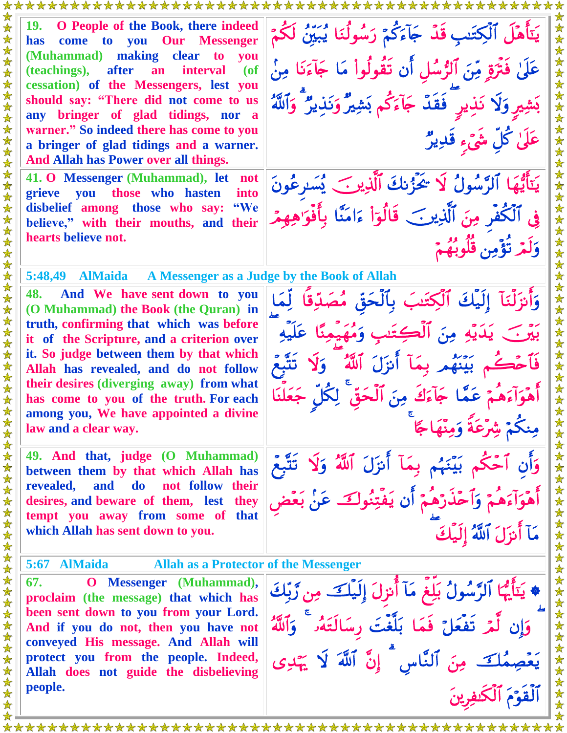| | |
|---|---|
| **19. O People of the Book, there indeed has come to you Our Messenger (Muhammad) making clear to you (teachings), after an interval (of cessation) of the Messengers, lest you should say: "There did not come to us any bringer of glad tidings, nor a warner." So indeed there has come to you a bringer of glad tidings and a warner. And Allah has Power over all things.** | يَٰٓأَهۡلَ ٱلۡكِتَٰبِ قَدۡ جَآءَكُمۡ رَسُولُنَا يُبَيِّنُ لَكُمۡ عَلَىٰ فَتۡرَةٖ مِّنَ ٱلرُّسُلِ أَن تَقُولُواْ مَا جَآءَنَا مِنۢ بَشِيرٖ وَلَا نَذِيرٖۖ فَقَدۡ جَآءَكُم بَشِيرٞ وَنَذِيرٞۗ وَٱللَّهُ عَلَىٰ كُلِّ شَيۡءٖ قَدِيرٞ |
| **41. O Messenger (Muhammad), let not grieve you those who hasten into disbelief among those who say: "We believe," with their mouths, and their hearts believe not.** | يَٰٓأَيُّهَا ٱلرَّسُولُ لَا يَحۡزُنكَ ٱلَّذِينَ يُسَٰرِعُونَ فِي ٱلۡكُفۡرِ مِنَ ٱلَّذِينَ قَالُوٓاْ ءَامَنَّا بِأَفۡوَٰهِهِمۡ وَلَمۡ تُؤۡمِن قُلُوبُهُمۡ |

### 5:48,49 AlMaida A Messenger as a Judge by the Book of Allah

| | |
|---|---|
| **48. And We have sent down to you (O Muhammad) the Book (the Quran) in truth, confirming that which was before it of the Scripture, and a criterion over it. So judge between them by that which Allah has revealed, and do not follow their desires (diverging away) from what has come to you of the truth. For each among you, We have appointed a divine law and a clear way.** | وَأَنزَلۡنَآ إِلَيۡكَ ٱلۡكِتَٰبَ بِٱلۡحَقِّ مُصَدِّقٗا لِّمَا بَيۡنَ يَدَيۡهِ مِنَ ٱلۡكِتَٰبِ وَمُهَيۡمِنًا عَلَيۡهِۖ فَٱحۡكُم بَيۡنَهُم بِمَآ أَنزَلَ ٱللَّهُۖ وَلَا تَتَّبِعۡ أَهۡوَآءَهُمۡ عَمَّا جَآءَكَ مِنَ ٱلۡحَقِّۚ لِكُلّٖ جَعَلۡنَا مِنكُمۡ شِرۡعَةٗ وَمِنۡهَاجٗاۚ |
| **49. And that, judge (O Muhammad) between them by that which Allah has revealed, and do not follow their desires, and beware of them, lest they tempt you away from some of that which Allah has sent down to you.** | وَأَنِ ٱحۡكُم بَيۡنَهُم بِمَآ أَنزَلَ ٱللَّهُ وَلَا تَتَّبِعۡ أَهۡوَآءَهُمۡ وَٱحۡذَرۡهُمۡ أَن يَفۡتِنُوكَ عَنۢ بَعۡضِ مَآ أَنزَلَ ٱللَّهُ إِلَيۡكَۖ |

### 5:67 AlMaida Allah as a Protector of the Messenger

| | |
|---|---|
| **67. O Messenger (Muhammad), proclaim (the message) that which has been sent down to you from your Lord. And if you do not, then you have not conveyed His message. And Allah will protect you from the people. Indeed, Allah does not guide the disbelieving people.** | ۞يَٰٓأَيُّهَا ٱلرَّسُولُ بَلِّغۡ مَآ أُنزِلَ إِلَيۡكَ مِن رَّبِّكَۖ وَإِن لَّمۡ تَفۡعَلۡ فَمَا بَلَّغۡتَ رِسَالَتَهُۥۚ وَٱللَّهُ يَعۡصِمُكَ مِنَ ٱلنَّاسِۗ إِنَّ ٱللَّهَ لَا يَهۡدِي ٱلۡقَوۡمَ ٱلۡكَٰفِرِينَ |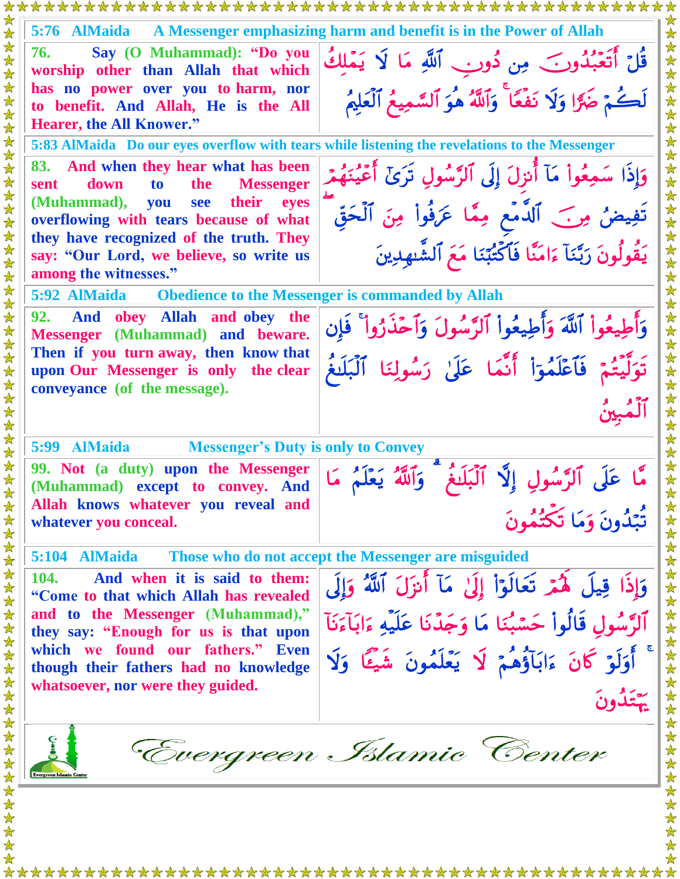### 5:76 AlMaida — A Messenger emphasizing harm and benefit is in the Power of Allah

| | |
|---|---|
| 76. Say (O Muhammad): "Do you worship other than Allah that which has no power over you to harm, nor to benefit. And Allah, He is the All Hearer, the All Knower." | قُلْ أَتَعْبُدُونَ مِن دُونِ ٱللَّهِ مَا لَا يَمْلِكُ لَكُمْ ضَرًّا وَلَا نَفْعًا ۚ وَٱللَّهُ هُوَ ٱلسَّمِيعُ ٱلْعَلِيمُ |

### 5:83 AlMaida — Do our eyes overflow with tears while listening the revelations to the Messenger

| | |
|---|---|
| 83. And when they hear what has been sent down to the Messenger (Muhammad), you see their eyes overflowing with tears because of what they have recognized of the truth. They say: "Our Lord, we believe, so write us among the witnesses." | وَإِذَا سَمِعُوا۟ مَآ أُنزِلَ إِلَى ٱلرَّسُولِ تَرَىٰٓ أَعْيُنَهُمْ تَفِيضُ مِنَ ٱلدَّمْعِ مِمَّا عَرَفُوا۟ مِنَ ٱلْحَقِّ يَقُولُونَ رَبَّنَآ ءَامَنَّا فَٱكْتُبْنَا مَعَ ٱلشَّٰهِدِينَ |

### 5:92 AlMaida — Obedience to the Messenger is commanded by Allah

| | |
|---|---|
| 92. And obey Allah and obey the Messenger (Muhammad) and beware. Then if you turn away, then know that upon Our Messenger is only the clear conveyance (of the message). | وَأَطِيعُوا۟ ٱللَّهَ وَأَطِيعُوا۟ ٱلرَّسُولَ وَٱحْذَرُوا۟ ۚ فَإِن تَوَلَّيْتُمْ فَٱعْلَمُوٓا۟ أَنَّمَا عَلَىٰ رَسُولِنَا ٱلْبَلَٰغُ ٱلْمُبِينُ |

### 5:99 AlMaida — Messenger's Duty is only to Convey

| | |
|---|---|
| 99. Not (a duty) upon the Messenger (Muhammad) except to convey. And Allah knows whatever you reveal and whatever you conceal. | مَّا عَلَى ٱلرَّسُولِ إِلَّا ٱلْبَلَٰغُ ۗ وَٱللَّهُ يَعْلَمُ مَا تُبْدُونَ وَمَا تَكْتُمُونَ |

### 5:104 AlMaida — Those who do not accept the Messenger are misguided

| | |
|---|---|
| 104. And when it is said to them: "Come to that which Allah has revealed and to the Messenger (Muhammad)," they say: "Enough for us is that upon which we found our fathers." Even though their fathers had no knowledge whatsoever, nor were they guided. | وَإِذَا قِيلَ لَهُمْ تَعَالَوْا۟ إِلَىٰ مَآ أَنزَلَ ٱللَّهُ وَإِلَى ٱلرَّسُولِ قَالُوا۟ حَسْبُنَا مَا وَجَدْنَا عَلَيْهِ ءَابَآءَنَآ ۚ أَوَلَوْ كَانَ ءَابَآؤُهُمْ لَا يَعْلَمُونَ شَيْـًٔا وَلَا يَهْتَدُونَ |

Evergreen Islamic Center